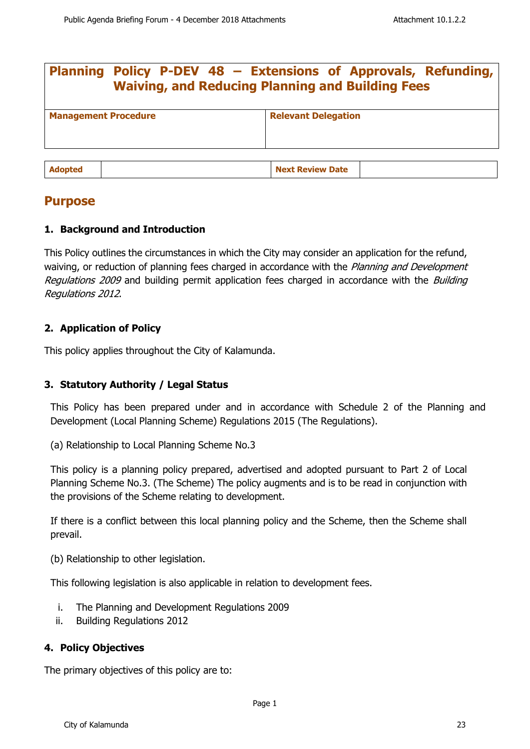# Planning Policy P-DEV 48 – Extensions of Approvals, Refunding, Waiving, and Reducing Planning and Building Fees

| Management Procedure | Relevant Delegation |
| --- | --- |
| | |

| Adopted | | Next Review Date | |
| --- | --- | --- | --- |

## Purpose

### 1. Background and Introduction

This Policy outlines the circumstances in which the City may consider an application for the refund, waiving, or reduction of planning fees charged in accordance with the *Planning and Development Regulations 2009* and building permit application fees charged in accordance with the *Building Regulations 2012*.

### 2. Application of Policy

This policy applies throughout the City of Kalamunda.

### 3. Statutory Authority / Legal Status

This Policy has been prepared under and in accordance with Schedule 2 of the Planning and Development (Local Planning Scheme) Regulations 2015 (The Regulations).

(a) Relationship to Local Planning Scheme No.3

This policy is a planning policy prepared, advertised and adopted pursuant to Part 2 of Local Planning Scheme No.3. (The Scheme) The policy augments and is to be read in conjunction with the provisions of the Scheme relating to development.

If there is a conflict between this local planning policy and the Scheme, then the Scheme shall prevail.

(b) Relationship to other legislation.

This following legislation is also applicable in relation to development fees.

i. The Planning and Development Regulations 2009
ii. Building Regulations 2012

### 4. Policy Objectives

The primary objectives of this policy are to: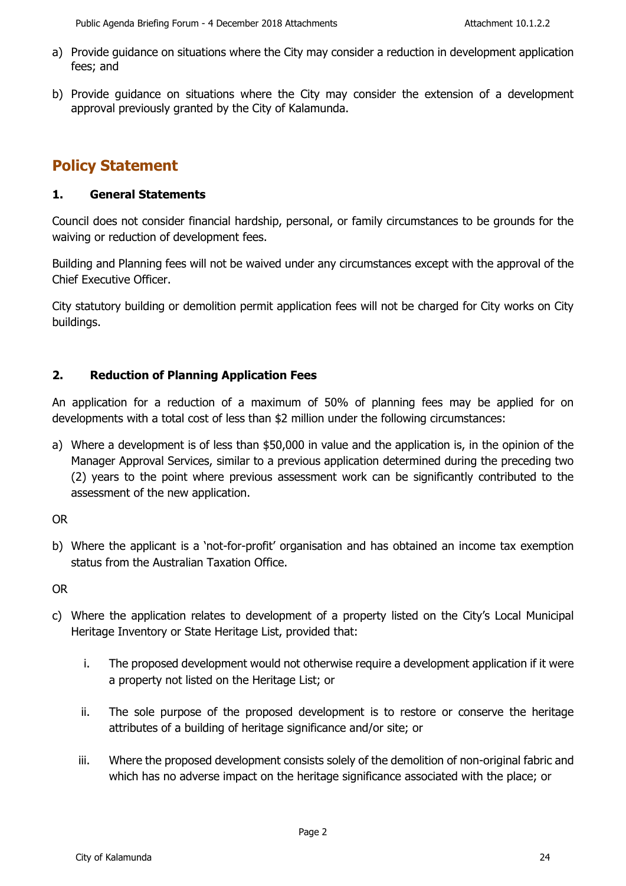a) Provide guidance on situations where the City may consider a reduction in development application fees; and

b) Provide guidance on situations where the City may consider the extension of a development approval previously granted by the City of Kalamunda.

## Policy Statement

### 1. General Statements

Council does not consider financial hardship, personal, or family circumstances to be grounds for the waiving or reduction of development fees.

Building and Planning fees will not be waived under any circumstances except with the approval of the Chief Executive Officer.

City statutory building or demolition permit application fees will not be charged for City works on City buildings.

### 2. Reduction of Planning Application Fees

An application for a reduction of a maximum of 50% of planning fees may be applied for on developments with a total cost of less than $2 million under the following circumstances:

a) Where a development is of less than $50,000 in value and the application is, in the opinion of the Manager Approval Services, similar to a previous application determined during the preceding two (2) years to the point where previous assessment work can be significantly contributed to the assessment of the new application.

OR

b) Where the applicant is a 'not-for-profit' organisation and has obtained an income tax exemption status from the Australian Taxation Office.

OR

c) Where the application relates to development of a property listed on the City's Local Municipal Heritage Inventory or State Heritage List, provided that:

   i. The proposed development would not otherwise require a development application if it were a property not listed on the Heritage List; or

   ii. The sole purpose of the proposed development is to restore or conserve the heritage attributes of a building of heritage significance and/or site; or

   iii. Where the proposed development consists solely of the demolition of non-original fabric and which has no adverse impact on the heritage significance associated with the place; or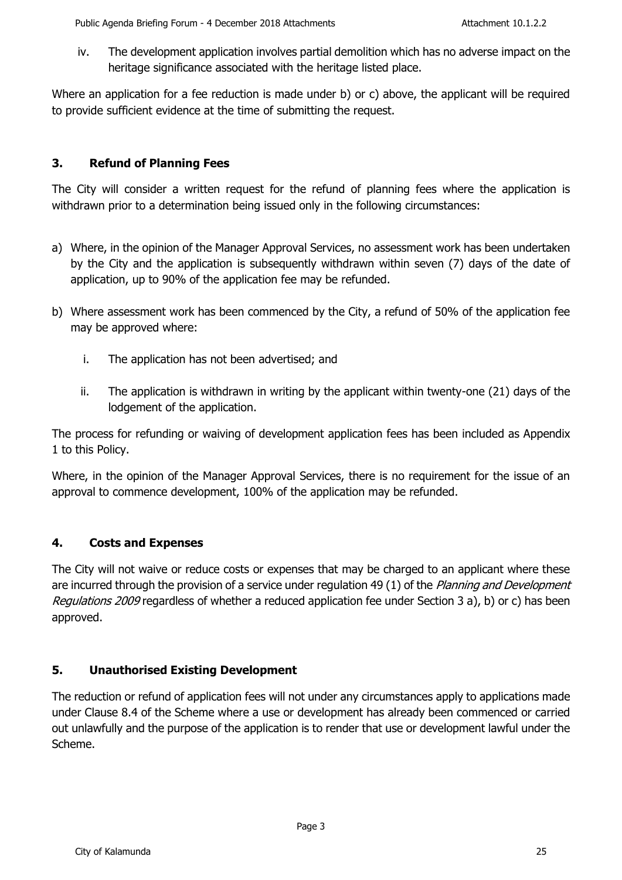iv. The development application involves partial demolition which has no adverse impact on the heritage significance associated with the heritage listed place.

Where an application for a fee reduction is made under b) or c) above, the applicant will be required to provide sufficient evidence at the time of submitting the request.

## 3. Refund of Planning Fees

The City will consider a written request for the refund of planning fees where the application is withdrawn prior to a determination being issued only in the following circumstances:

a) Where, in the opinion of the Manager Approval Services, no assessment work has been undertaken by the City and the application is subsequently withdrawn within seven (7) days of the date of application, up to 90% of the application fee may be refunded.

b) Where assessment work has been commenced by the City, a refund of 50% of the application fee may be approved where:

   i. The application has not been advertised; and

   ii. The application is withdrawn in writing by the applicant within twenty-one (21) days of the lodgement of the application.

The process for refunding or waiving of development application fees has been included as Appendix 1 to this Policy.

Where, in the opinion of the Manager Approval Services, there is no requirement for the issue of an approval to commence development, 100% of the application may be refunded.

## 4. Costs and Expenses

The City will not waive or reduce costs or expenses that may be charged to an applicant where these are incurred through the provision of a service under regulation 49 (1) of the *Planning and Development Regulations 2009* regardless of whether a reduced application fee under Section 3 a), b) or c) has been approved.

## 5. Unauthorised Existing Development

The reduction or refund of application fees will not under any circumstances apply to applications made under Clause 8.4 of the Scheme where a use or development has already been commenced or carried out unlawfully and the purpose of the application is to render that use or development lawful under the Scheme.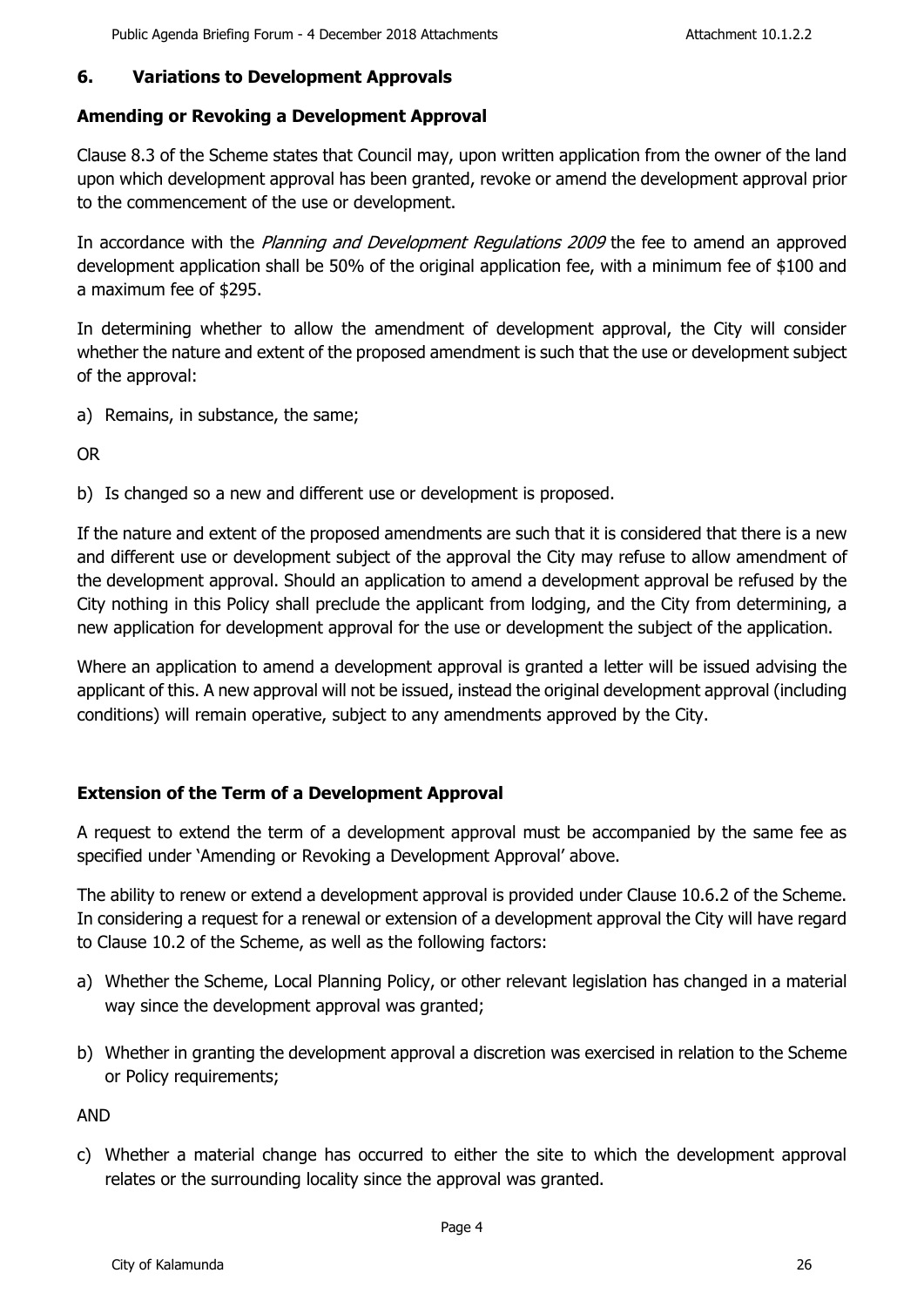## 6. Variations to Development Approvals

### Amending or Revoking a Development Approval

Clause 8.3 of the Scheme states that Council may, upon written application from the owner of the land upon which development approval has been granted, revoke or amend the development approval prior to the commencement of the use or development.

In accordance with the *Planning and Development Regulations 2009* the fee to amend an approved development application shall be 50% of the original application fee, with a minimum fee of $100 and a maximum fee of $295.

In determining whether to allow the amendment of development approval, the City will consider whether the nature and extent of the proposed amendment is such that the use or development subject of the approval:

a) Remains, in substance, the same;

OR

b) Is changed so a new and different use or development is proposed.

If the nature and extent of the proposed amendments are such that it is considered that there is a new and different use or development subject of the approval the City may refuse to allow amendment of the development approval. Should an application to amend a development approval be refused by the City nothing in this Policy shall preclude the applicant from lodging, and the City from determining, a new application for development approval for the use or development the subject of the application.

Where an application to amend a development approval is granted a letter will be issued advising the applicant of this. A new approval will not be issued, instead the original development approval (including conditions) will remain operative, subject to any amendments approved by the City.

### Extension of the Term of a Development Approval

A request to extend the term of a development approval must be accompanied by the same fee as specified under 'Amending or Revoking a Development Approval' above.

The ability to renew or extend a development approval is provided under Clause 10.6.2 of the Scheme. In considering a request for a renewal or extension of a development approval the City will have regard to Clause 10.2 of the Scheme, as well as the following factors:

a) Whether the Scheme, Local Planning Policy, or other relevant legislation has changed in a material way since the development approval was granted;

b) Whether in granting the development approval a discretion was exercised in relation to the Scheme or Policy requirements;

AND

c) Whether a material change has occurred to either the site to which the development approval relates or the surrounding locality since the approval was granted.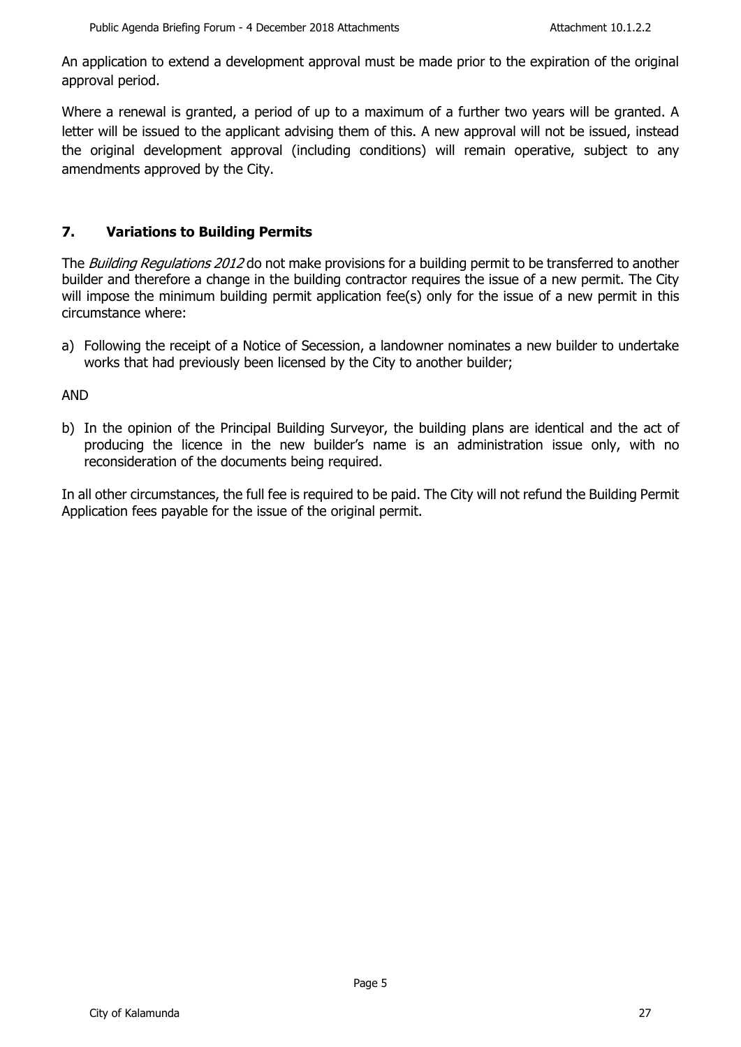An application to extend a development approval must be made prior to the expiration of the original approval period.

Where a renewal is granted, a period of up to a maximum of a further two years will be granted. A letter will be issued to the applicant advising them of this. A new approval will not be issued, instead the original development approval (including conditions) will remain operative, subject to any amendments approved by the City.

## 7. Variations to Building Permits

The *Building Regulations 2012* do not make provisions for a building permit to be transferred to another builder and therefore a change in the building contractor requires the issue of a new permit. The City will impose the minimum building permit application fee(s) only for the issue of a new permit in this circumstance where:

a) Following the receipt of a Notice of Secession, a landowner nominates a new builder to undertake works that had previously been licensed by the City to another builder;

AND

b) In the opinion of the Principal Building Surveyor, the building plans are identical and the act of producing the licence in the new builder's name is an administration issue only, with no reconsideration of the documents being required.

In all other circumstances, the full fee is required to be paid. The City will not refund the Building Permit Application fees payable for the issue of the original permit.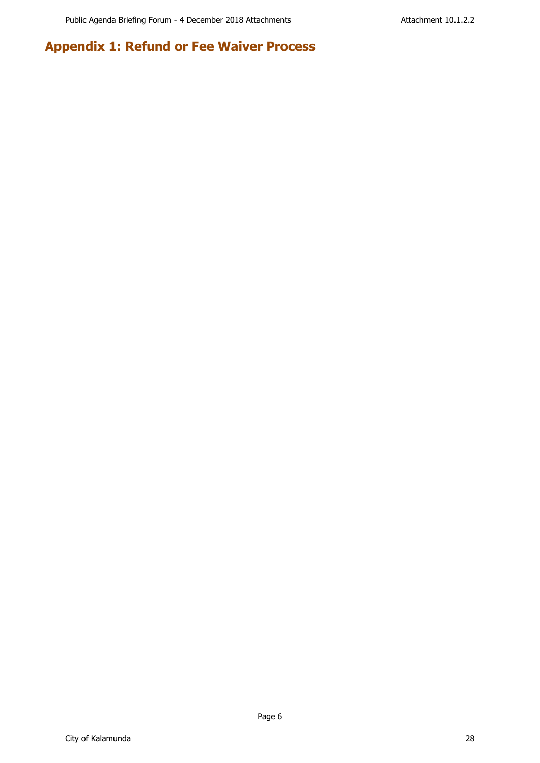# Appendix 1: Refund or Fee Waiver Process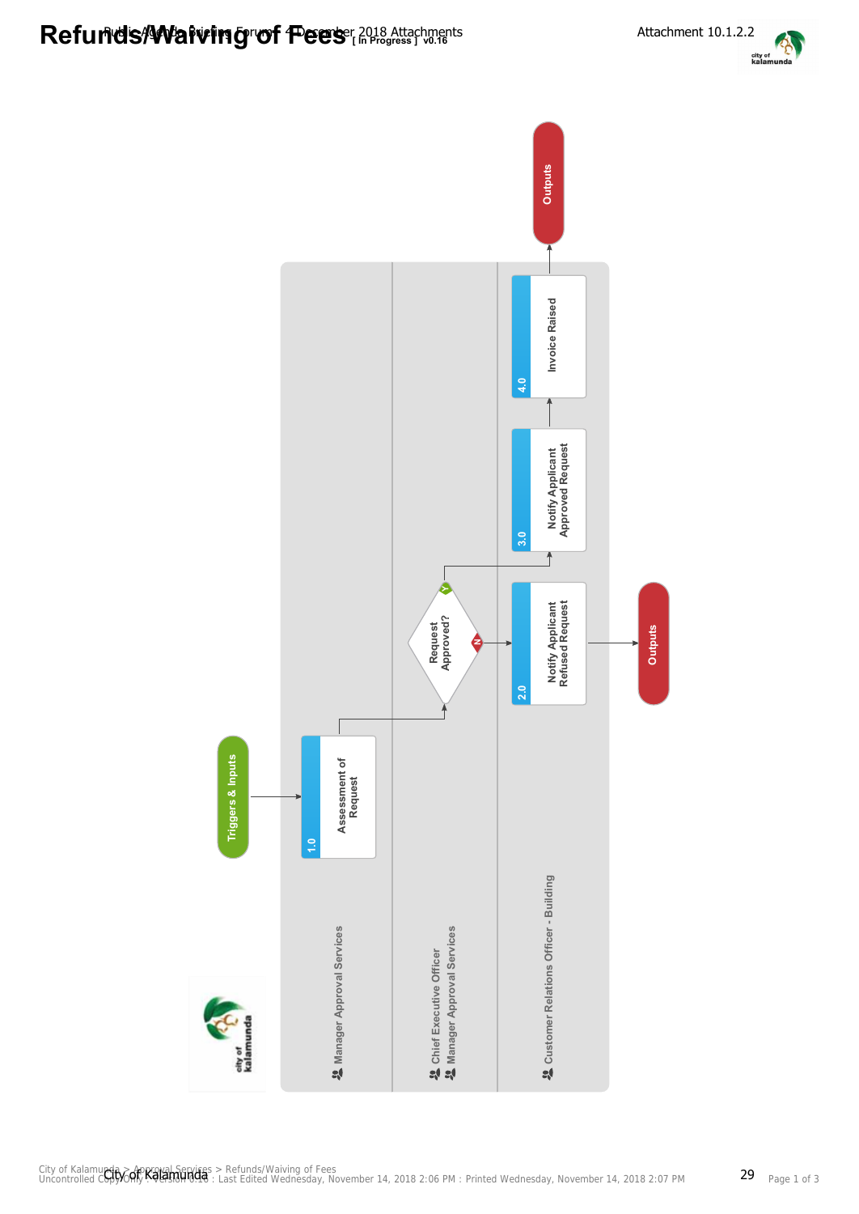# Refunds/Waiving of Fees [ In Progress ] v0.16

Attachment 10.1.2.2

**Triggers & Inputs**

**Manager Approval Services**

- 1.0 Assessment of Request

**Chief Executive Officer / Manager Approval Services**

- Request Approved?
  - Y → 3.0
  - N → 2.0

**Customer Relations Officer - Building**

- 2.0 Notify Applicant Refused Request → Outputs
- 3.0 Notify Applicant Approved Request
- 4.0 Invoice Raised → Outputs

City of Kalamunda > Approval Services > Refunds/Waiving of Fees
Uncontrolled Copy Only : Version 0.16 : Last Edited Wednesday, November 14, 2018 2:06 PM : Printed Wednesday, November 14, 2018 2:07 PM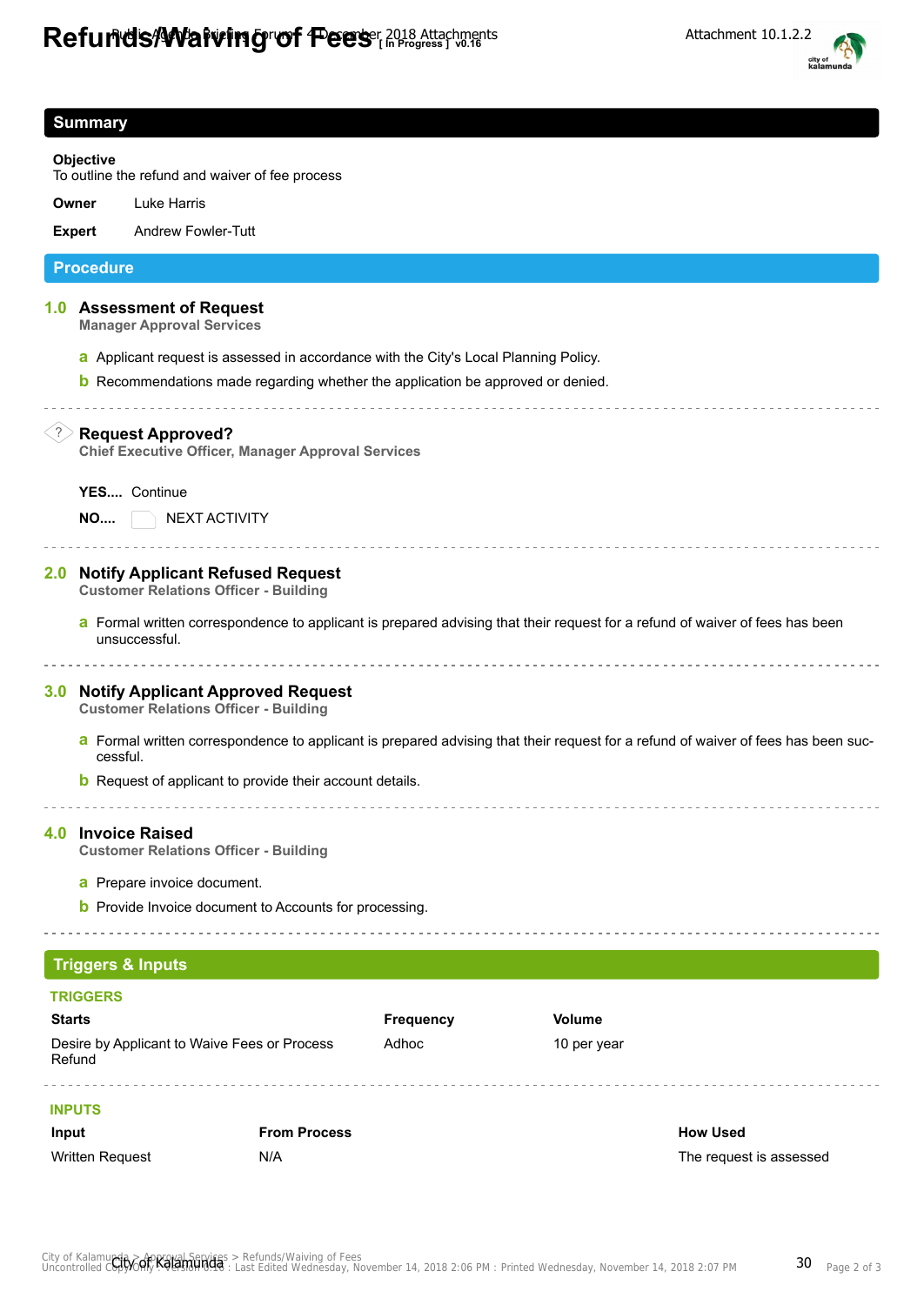# Refunds/Waiving of Fees [ In Progress ] v0.16

Attachment 10.1.2.2

## Summary

**Objective**
To outline the refund and waiver of fee process

**Owner** Luke Harris

**Expert** Andrew Fowler-Tutt

## Procedure

### 1.0 Assessment of Request
**Manager Approval Services**

- **a** Applicant request is assessed in accordance with the City's Local Planning Policy.
- **b** Recommendations made regarding whether the application be approved or denied.

---

### Request Approved?
**Chief Executive Officer, Manager Approval Services**

**YES....** Continue

**NO....** NEXT ACTIVITY

---

### 2.0 Notify Applicant Refused Request
**Customer Relations Officer - Building**

- **a** Formal written correspondence to applicant is prepared advising that their request for a refund of waiver of fees has been unsuccessful.

---

### 3.0 Notify Applicant Approved Request
**Customer Relations Officer - Building**

- **a** Formal written correspondence to applicant is prepared advising that their request for a refund of waiver of fees has been successful.
- **b** Request of applicant to provide their account details.

---

### 4.0 Invoice Raised
**Customer Relations Officer - Building**

- **a** Prepare invoice document.
- **b** Provide Invoice document to Accounts for processing.

---

## Triggers & Inputs

### TRIGGERS

| Starts | Frequency | Volume |
|---|---|---|
| Desire by Applicant to Waive Fees or Process Refund | Adhoc | 10 per year |

### INPUTS

| Input | From Process | How Used |
|---|---|---|
| Written Request | N/A | The request is assessed |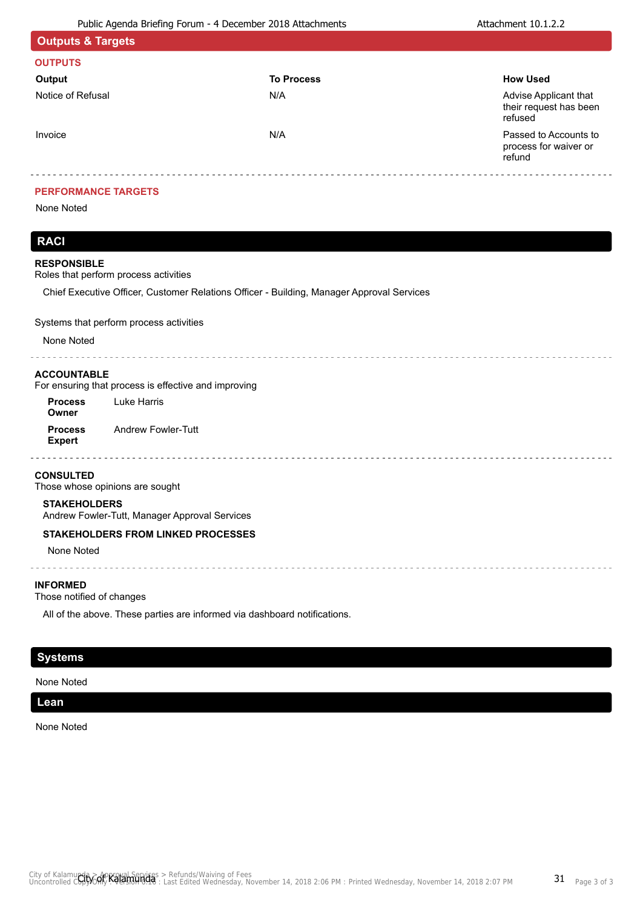## Outputs & Targets

### OUTPUTS

| Output | To Process | How Used |
| --- | --- | --- |
| Notice of Refusal | N/A | Advise Applicant that their request has been refused |
| Invoice | N/A | Passed to Accounts to process for waiver or refund |

### PERFORMANCE TARGETS

None Noted

## RACI

**RESPONSIBLE**
Roles that perform process activities

Chief Executive Officer, Customer Relations Officer - Building, Manager Approval Services

Systems that perform process activities

None Noted

**ACCOUNTABLE**
For ensuring that process is effective and improving

**Process Owner** Luke Harris

**Process Expert** Andrew Fowler-Tutt

**CONSULTED**
Those whose opinions are sought

**STAKEHOLDERS**
Andrew Fowler-Tutt, Manager Approval Services

**STAKEHOLDERS FROM LINKED PROCESSES**

None Noted

**INFORMED**
Those notified of changes

All of the above. These parties are informed via dashboard notifications.

## Systems

None Noted

## Lean

None Noted